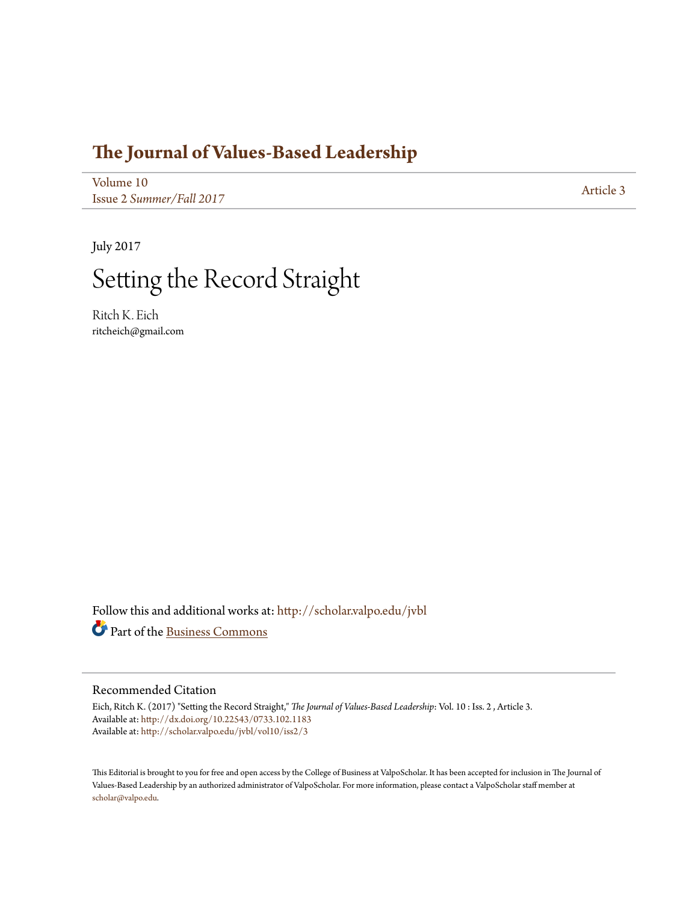# The Journal of Values-Based Leadership

Volume 10
Issue 2 *Summer/Fall 2017*

Article 3

July 2017

# Setting the Record Straight

Ritch K. Eich
ritcheich@gmail.com

Follow this and additional works at: http://scholar.valpo.edu/jvbl

Part of the Business Commons

## Recommended Citation

Eich, Ritch K. (2017) "Setting the Record Straight," *The Journal of Values-Based Leadership*: Vol. 10 : Iss. 2 , Article 3.
Available at: http://dx.doi.org/10.22543/0733.102.1183
Available at: http://scholar.valpo.edu/jvbl/vol10/iss2/3

This Editorial is brought to you for free and open access by the College of Business at ValpoScholar. It has been accepted for inclusion in The Journal of Values-Based Leadership by an authorized administrator of ValpoScholar. For more information, please contact a ValpoScholar staff member at scholar@valpo.edu.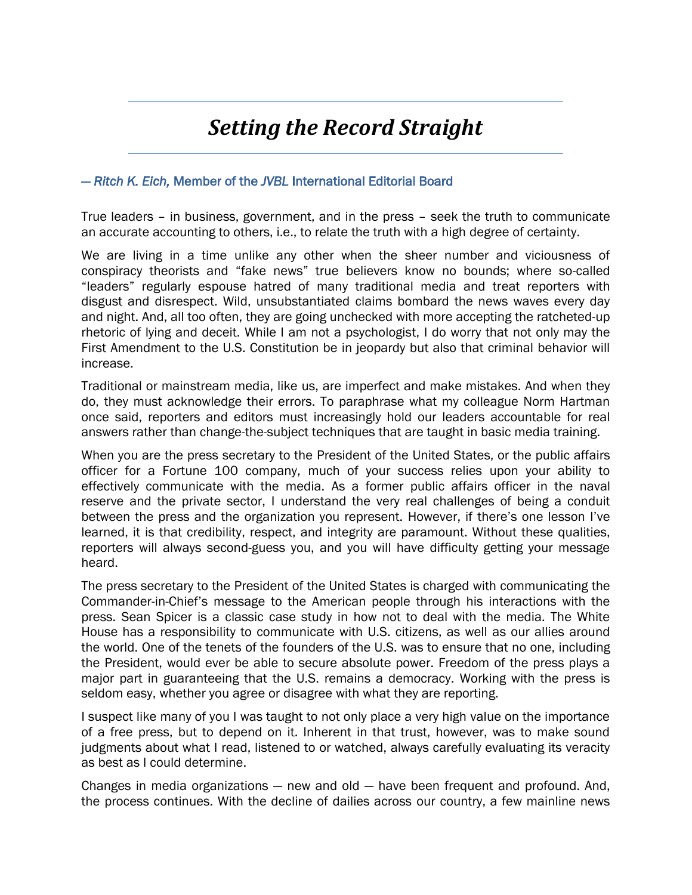# *Setting the Record Straight*

*— Ritch K. Eich,* Member of the *JVBL* International Editorial Board

True leaders – in business, government, and in the press – seek the truth to communicate an accurate accounting to others, i.e., to relate the truth with a high degree of certainty.

We are living in a time unlike any other when the sheer number and viciousness of conspiracy theorists and "fake news" true believers know no bounds; where so-called "leaders" regularly espouse hatred of many traditional media and treat reporters with disgust and disrespect. Wild, unsubstantiated claims bombard the news waves every day and night. And, all too often, they are going unchecked with more accepting the ratcheted-up rhetoric of lying and deceit. While I am not a psychologist, I do worry that not only may the First Amendment to the U.S. Constitution be in jeopardy but also that criminal behavior will increase.

Traditional or mainstream media, like us, are imperfect and make mistakes. And when they do, they must acknowledge their errors. To paraphrase what my colleague Norm Hartman once said, reporters and editors must increasingly hold our leaders accountable for real answers rather than change-the-subject techniques that are taught in basic media training.

When you are the press secretary to the President of the United States, or the public affairs officer for a Fortune 100 company, much of your success relies upon your ability to effectively communicate with the media. As a former public affairs officer in the naval reserve and the private sector, I understand the very real challenges of being a conduit between the press and the organization you represent. However, if there's one lesson I've learned, it is that credibility, respect, and integrity are paramount. Without these qualities, reporters will always second-guess you, and you will have difficulty getting your message heard.

The press secretary to the President of the United States is charged with communicating the Commander-in-Chief's message to the American people through his interactions with the press. Sean Spicer is a classic case study in how not to deal with the media. The White House has a responsibility to communicate with U.S. citizens, as well as our allies around the world. One of the tenets of the founders of the U.S. was to ensure that no one, including the President, would ever be able to secure absolute power. Freedom of the press plays a major part in guaranteeing that the U.S. remains a democracy. Working with the press is seldom easy, whether you agree or disagree with what they are reporting.

I suspect like many of you I was taught to not only place a very high value on the importance of a free press, but to depend on it. Inherent in that trust, however, was to make sound judgments about what I read, listened to or watched, always carefully evaluating its veracity as best as I could determine.

Changes in media organizations — new and old — have been frequent and profound. And, the process continues. With the decline of dailies across our country, a few mainline news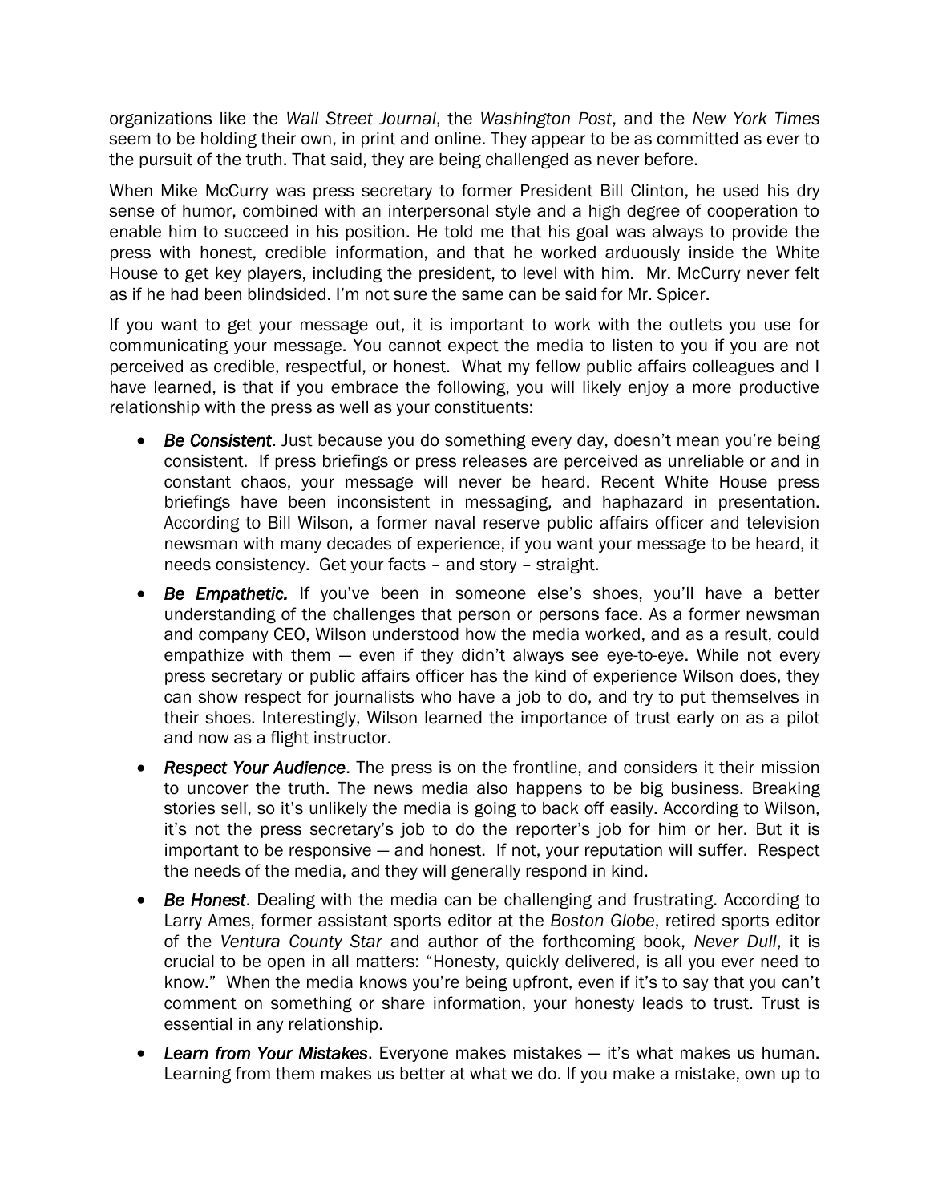organizations like the *Wall Street Journal*, the *Washington Post*, and the *New York Times* seem to be holding their own, in print and online. They appear to be as committed as ever to the pursuit of the truth. That said, they are being challenged as never before.

When Mike McCurry was press secretary to former President Bill Clinton, he used his dry sense of humor, combined with an interpersonal style and a high degree of cooperation to enable him to succeed in his position. He told me that his goal was always to provide the press with honest, credible information, and that he worked arduously inside the White House to get key players, including the president, to level with him. Mr. McCurry never felt as if he had been blindsided. I'm not sure the same can be said for Mr. Spicer.

If you want to get your message out, it is important to work with the outlets you use for communicating your message. You cannot expect the media to listen to you if you are not perceived as credible, respectful, or honest. What my fellow public affairs colleagues and I have learned, is that if you embrace the following, you will likely enjoy a more productive relationship with the press as well as your constituents:

- ***Be Consistent***. Just because you do something every day, doesn't mean you're being consistent. If press briefings or press releases are perceived as unreliable or and in constant chaos, your message will never be heard. Recent White House press briefings have been inconsistent in messaging, and haphazard in presentation. According to Bill Wilson, a former naval reserve public affairs officer and television newsman with many decades of experience, if you want your message to be heard, it needs consistency. Get your facts – and story – straight.
- ***Be Empathetic.*** If you've been in someone else's shoes, you'll have a better understanding of the challenges that person or persons face. As a former newsman and company CEO, Wilson understood how the media worked, and as a result, could empathize with them — even if they didn't always see eye-to-eye. While not every press secretary or public affairs officer has the kind of experience Wilson does, they can show respect for journalists who have a job to do, and try to put themselves in their shoes. Interestingly, Wilson learned the importance of trust early on as a pilot and now as a flight instructor.
- ***Respect Your Audience***. The press is on the frontline, and considers it their mission to uncover the truth. The news media also happens to be big business. Breaking stories sell, so it's unlikely the media is going to back off easily. According to Wilson, it's not the press secretary's job to do the reporter's job for him or her. But it is important to be responsive — and honest. If not, your reputation will suffer. Respect the needs of the media, and they will generally respond in kind.
- ***Be Honest***. Dealing with the media can be challenging and frustrating. According to Larry Ames, former assistant sports editor at the *Boston Globe*, retired sports editor of the *Ventura County Star* and author of the forthcoming book, *Never Dull*, it is crucial to be open in all matters: "Honesty, quickly delivered, is all you ever need to know." When the media knows you're being upfront, even if it's to say that you can't comment on something or share information, your honesty leads to trust. Trust is essential in any relationship.
- ***Learn from Your Mistakes***. Everyone makes mistakes — it's what makes us human. Learning from them makes us better at what we do. If you make a mistake, own up to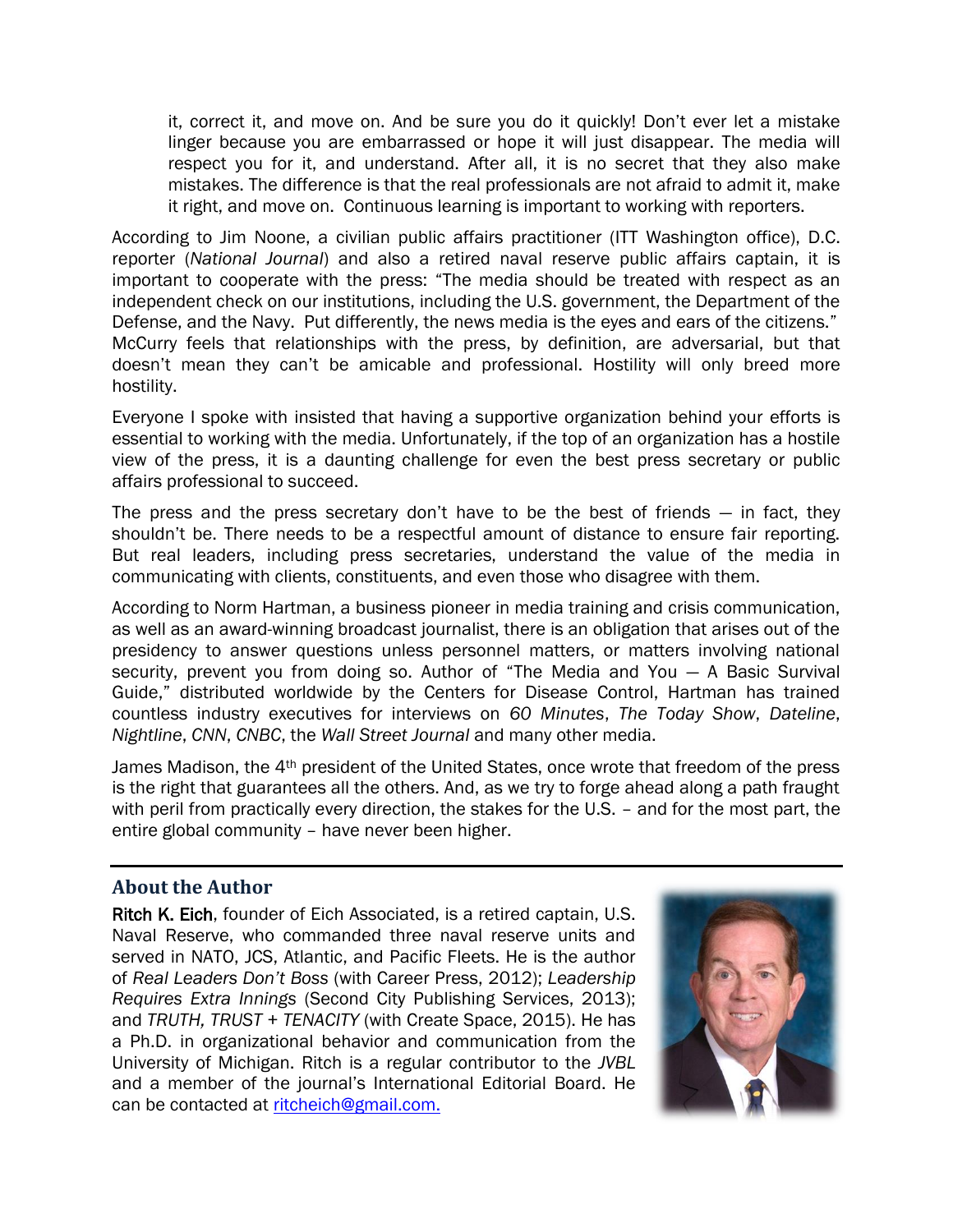it, correct it, and move on. And be sure you do it quickly! Don't ever let a mistake linger because you are embarrassed or hope it will just disappear. The media will respect you for it, and understand. After all, it is no secret that they also make mistakes. The difference is that the real professionals are not afraid to admit it, make it right, and move on. Continuous learning is important to working with reporters.

According to Jim Noone, a civilian public affairs practitioner (ITT Washington office), D.C. reporter (*National Journal*) and also a retired naval reserve public affairs captain, it is important to cooperate with the press: "The media should be treated with respect as an independent check on our institutions, including the U.S. government, the Department of the Defense, and the Navy. Put differently, the news media is the eyes and ears of the citizens." McCurry feels that relationships with the press, by definition, are adversarial, but that doesn't mean they can't be amicable and professional. Hostility will only breed more hostility.

Everyone I spoke with insisted that having a supportive organization behind your efforts is essential to working with the media. Unfortunately, if the top of an organization has a hostile view of the press, it is a daunting challenge for even the best press secretary or public affairs professional to succeed.

The press and the press secretary don't have to be the best of friends — in fact, they shouldn't be. There needs to be a respectful amount of distance to ensure fair reporting. But real leaders, including press secretaries, understand the value of the media in communicating with clients, constituents, and even those who disagree with them.

According to Norm Hartman, a business pioneer in media training and crisis communication, as well as an award-winning broadcast journalist, there is an obligation that arises out of the presidency to answer questions unless personnel matters, or matters involving national security, prevent you from doing so. Author of "The Media and You — A Basic Survival Guide," distributed worldwide by the Centers for Disease Control, Hartman has trained countless industry executives for interviews on *60 Minutes*, *The Today Show*, *Dateline*, *Nightline*, *CNN*, *CNBC*, the *Wall Street Journal* and many other media.

James Madison, the 4th president of the United States, once wrote that freedom of the press is the right that guarantees all the others. And, as we try to forge ahead along a path fraught with peril from practically every direction, the stakes for the U.S. – and for the most part, the entire global community – have never been higher.

---

## About the Author

**Ritch K. Eich**, founder of Eich Associated, is a retired captain, U.S. Naval Reserve, who commanded three naval reserve units and served in NATO, JCS, Atlantic, and Pacific Fleets. He is the author of *Real Leaders Don't Boss* (with Career Press, 2012); *Leadership Requires Extra Innings* (Second City Publishing Services, 2013); and *TRUTH, TRUST + TENACITY* (with Create Space, 2015). He has a Ph.D. in organizational behavior and communication from the University of Michigan. Ritch is a regular contributor to the *JVBL* and a member of the journal's International Editorial Board. He can be contacted at ritcheich@gmail.com.